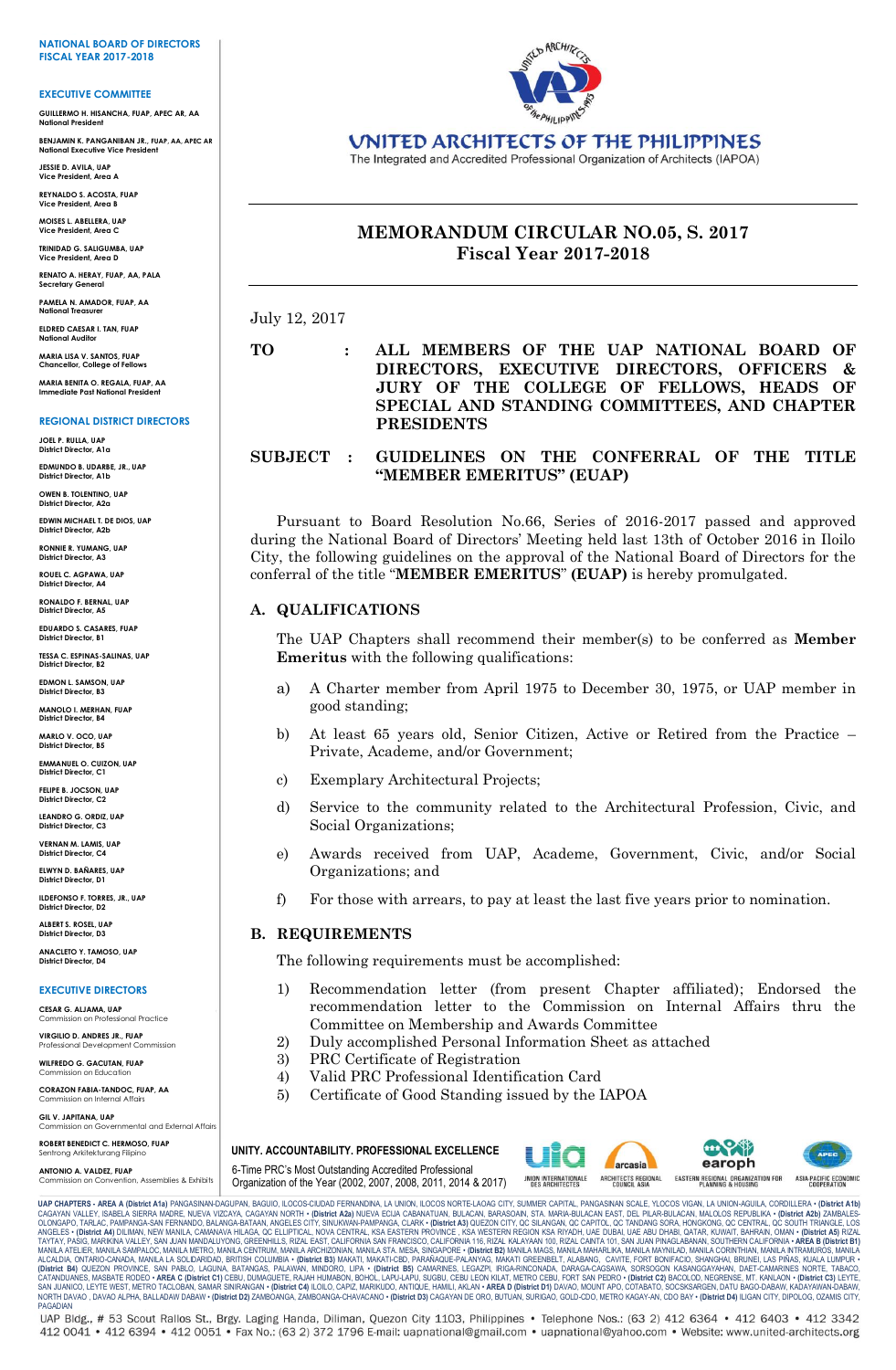# UNITED ARCHITECTS OF THE PHILIPPINES

The Integrated and Accredited Professional Organization of Architects (IAPOA)

**NATIONAL BOARD OF DIRECTORS**
**FISCAL YEAR 2017-2018**

**EXECUTIVE COMMITTEE**

**GUILLERMO H. HISANCHA, FUAP, APEC AR, AA**
National President

**BENJAMIN K. PANGANIBAN JR., FUAP, AA, APEC AR**
National Executive Vice President

**JESSIE D. AVILA, UAP**
Vice President, Area A

**REYNALDO S. ACOSTA, FUAP**
Vice President, Area B

**MOISES L. ABELLERA, UAP**
Vice President, Area C

**TRINIDAD G. SALIGUMBA, UAP**
Vice President, Area D

**RENATO A. HERAY, FUAP, AA, PALA**
Secretary General

**PAMELA N. AMADOR, FUAP, AA**
National Treasurer

**ELDRED CAESAR I. TAN, FUAP**
National Auditor

**MARIA LISA V. SANTOS, FUAP**
Chancellor, College of Fellows

**MARIA BENITA O. REGALA, FUAP, AA**
Immediate Past National President

**REGIONAL DISTRICT DIRECTORS**

**JOEL P. RULLA, UAP**
District Director, A1a

**EDMUNDO B. UDARBE, JR., UAP**
District Director, A1b

**OWEN B. TOLENTINO, UAP**
District Director, A2a

**EDWIN MICHAEL T. DE DIOS, UAP**
District Director, A2b

**RONNIE R. YUMANG, UAP**
District Director, A3

**ROUEL C. AGPAWA, UAP**
District Director, A4

**RONALDO F. BERNAL, UAP**
District Director, A5

**EDUARDO S. CASARES, FUAP**
District Director, B1

**TESSA C. ESPINAS-SALINAS, UAP**
District Director, B2

**EDMON L. SAMSON, UAP**
District Director, B3

**MANOLO I. MERHAN, FUAP**
District Director, B4

**MARLO V. OCO, UAP**
District Director, B5

**EMMANUEL O. CUIZON, UAP**
District Director, C1

**FELIPE B. JOCSON, UAP**
District Director, C2

**LEANDRO G. ORDIZ, UAP**
District Director, C3

**VERNAN M. LAMIS, UAP**
District Director, C4

**ELWYN D. BAÑARES, UAP**
District Director, D1

**ILDEFONSO F. TORRES, JR., UAP**
District Director, D2

**ALBERT S. ROSEL, UAP**
District Director, D3

**ANACLETO Y. TAMOSO, UAP**
District Director, D4

**EXECUTIVE DIRECTORS**

**CESAR G. ALJAMA, UAP**
Commission on Professional Practice

**VIRGILIO D. ANDRES JR., FUAP**
Professional Development Commission

**WILFREDO G. GACUTAN, FUAP**
Commission on Education

**CORAZON FABIA-TANDOC, FUAP, AA**
Commission on Internal Affairs

**GIL V. JAPITANA, UAP**
Commission on Governmental and External Affairs

**ROBERT BENEDICT C. HERMOSO, FUAP**
Sentrong Arkitekturang Filipino

**ANTONIO A. VALDEZ, FUAP**
Commission on Convention, Assemblies & Exhibits

## MEMORANDUM CIRCULAR NO.05, S. 2017
## Fiscal Year 2017-2018

July 12, 2017

**TO : ALL MEMBERS OF THE UAP NATIONAL BOARD OF DIRECTORS, EXECUTIVE DIRECTORS, OFFICERS & JURY OF THE COLLEGE OF FELLOWS, HEADS OF SPECIAL AND STANDING COMMITTEES, AND CHAPTER PRESIDENTS**

**SUBJECT : GUIDELINES ON THE CONFERRAL OF THE TITLE "MEMBER EMERITUS" (EUAP)**

Pursuant to Board Resolution No.66, Series of 2016-2017 passed and approved during the National Board of Directors' Meeting held last 13th of October 2016 in Iloilo City, the following guidelines on the approval of the National Board of Directors for the conferral of the title "**MEMBER EMERITUS**" **(EUAP)** is hereby promulgated.

### A. QUALIFICATIONS

The UAP Chapters shall recommend their member(s) to be conferred as **Member Emeritus** with the following qualifications:

a) A Charter member from April 1975 to December 30, 1975, or UAP member in good standing;

b) At least 65 years old, Senior Citizen, Active or Retired from the Practice – Private, Academe, and/or Government;

c) Exemplary Architectural Projects;

d) Service to the community related to the Architectural Profession, Civic, and Social Organizations;

e) Awards received from UAP, Academe, Government, Civic, and/or Social Organizations; and

f) For those with arrears, to pay at least the last five years prior to nomination.

### B. REQUIREMENTS

The following requirements must be accomplished:

1) Recommendation letter (from present Chapter affiliated); Endorsed the recommendation letter to the Commission on Internal Affairs thru the Committee on Membership and Awards Committee
2) Duly accomplished Personal Information Sheet as attached
3) PRC Certificate of Registration
4) Valid PRC Professional Identification Card
5) Certificate of Good Standing issued by the IAPOA

**UNITY. ACCOUNTABILITY. PROFESSIONAL EXCELLENCE**

6-Time PRC's Most Outstanding Accredited Professional Organization of the Year (2002, 2007, 2008, 2011, 2014 & 2017)

UNION INTERNATIONALE DES ARCHITECTES • ARCHITECTS REGIONAL COUNCIL ASIA • EASTERN REGIONAL ORGANIZATION FOR PLANNING & HOUSING • ASIA-PACIFIC ECONOMIC COOPERATION

UAP CHAPTERS - AREA A (District A1a) PANGASINAN-DAGUPAN, BAGUIO, ILOCOS-CIUDAD FERNANDINA, LA UNION, ILOCOS NORTE-LAOAG CITY, SUMMER CAPITAL, PANGASINAN SCALE, YLOCOS VIGAN, LA UNION-AGUILA, CORDILLERA • (District A1b) CAGAYAN VALLEY, ISABELA SIERRA MADRE, NUEVA VIZCAYA, CAGAYAN NORTH • (District A2a) NUEVA ECIJA CABANATUAN, BULACAN, BARASOAIN, STA. MARIA-BULACAN EAST, DEL PILAR-BULACAN, MALOLOS REPUBLIKA • (District A2b) ZAMBALES-OLONGAPO, TARLAC, PAMPANGA-SAN FERNANDO, BALANGA-BATAAN, ANGELES CITY, SINUKWAN-PAMPANGA, CLARK • (District A3) QUEZON CITY, QC SILANGAN, QC CAPITOL, QC TANDANG SORA, HONGKONG, QC CENTRAL, QC SOUTH TRIANGLE, LOS ANGELES • (District A4) DILIMAN, NEW MANILA, CAMANAVA HILAGA, QC ELLIPTICAL, NOVA CENTRAL, KSA EASTERN PROVINCE, KSA WESTERN REGION KSA RIYADH, UAE DUBAI, UAE ABU DHABI, QATAR, KUWAIT, BAHRAIN, OMAN • (District A5) RIZAL TAYTAY, PASIG, MARIKINA VALLEY, SAN JUAN MANDALUYONG, GREENHILLS, RIZAL EAST, CALIFORNIA SAN FRANCISCO, CALIFORNIA 116, RIZAL KALAYAAN 100, RIZAL CAINTA 101, SAN JUAN PINAGLABANAN, SOUTHERN CALIFORNIA • AREA B (District B1) MANILA ATELIER, MANILA SAMPALOC, MANILA METRO, MANILA CENTRUM, MANILA ARCHIZONIAN, MANILA STA. MESA, SINGAPORE • (District B2) MANILA MAGS, MANILA MAHARLIKA, MANILA MAYNILAD, MANILA CORINTHIAN, MANILA INTRAMUROS, MANILA ALCALDIA, ONTARIO-CANADA, MANILA LA SOLIDARIDAD, BRITISH COLUMBIA • (District B3) MAKATI, MAKATI-CBD, PARAÑAQUE-PALANYAG, MAKATI GREENBELT, ALABANG, CAVITE, FORT BONIFACIO, SHANGHAI, BRUNEI, LAS PIÑAS, KUALA LUMPUR • (District B4) QUEZON PROVINCE, SAN PABLO, LAGUNA, BATANGAS, PALAWAN, MINDORO, LIPA • (District B5) CAMARINES, LEGAZPI, IRIGA-RINCONADA, DARAGA-CAGSAWA, SORSOGON KASANGGAYAHAN, DAET-CAMARINES NORTE, TABACO, CATANDUANES, MASBATE RODEO • AREA C (District C1) CEBU, DUMAGUETE, RAJAH HUMABON, BOHOL, LAPU-LAPU, SUGBU, CEBU LEON KILAT, METRO CEBU, FORT SAN PEDRO • (District C2) BACOLOD, NEGRENSE, MT. KANLAON • (District C3) LEYTE, SAN JUANICO, LEYTE WEST, METRO TACLOBAN, SAMAR SINIRANGAN • (District C4) ILOILO, CAPIZ, MARIKUDO, ANTIQUE, HAMILI, AKLAN • AREA D (District D1) DAVAO, MOUNT APO, COTABATO, SOCSKSARGEN, DATU BAGO-DABAW, KADAYAWAN-DABAW, NORTH DAVAO, DAVAO ALPHA, BALLADAW DABAW • (District D2) ZAMBOANGA, ZAMBOANGA-CHAVACANO • (District D3) CAGAYAN DE ORO, BUTUAN, SURIGAO, GOLD-CDO, METRO KAGAY-AN, CDO BAY • (District D4) ILIGAN CITY, DIPOLOG, OZAMIS CITY, PAGADIAN

UAP Bldg., # 53 Scout Rallos St., Brgy. Laging Handa, Diliman, Quezon City 1103, Philippines • Telephone Nos.: (63 2) 412 6364 • 412 6403 • 412 3342 412 0041 • 412 6394 • 412 0051 • Fax No.: (63 2) 372 1796 E-mail: uapnational@gmail.com • uapnational@yahoo.com • Website: www.united-architects.org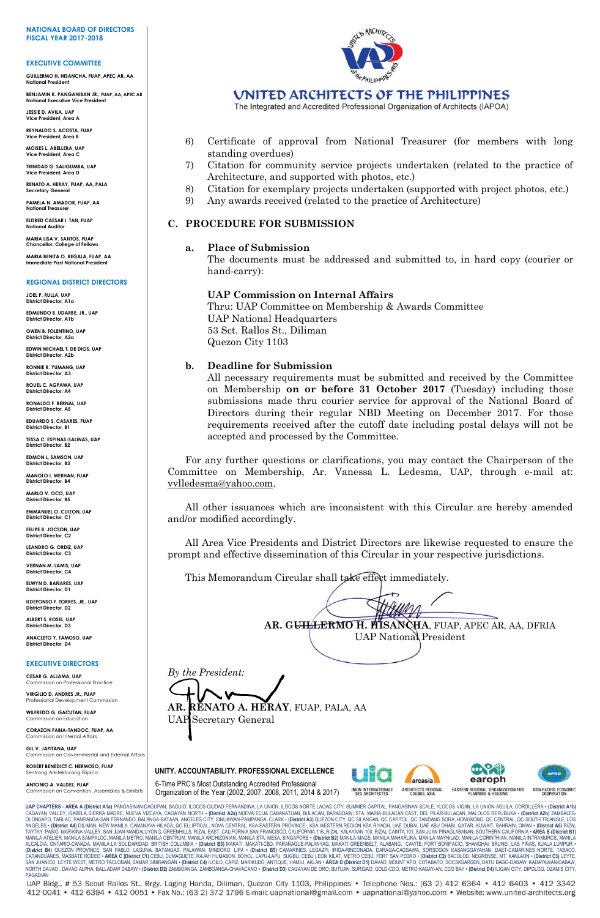6) Certificate of approval from National Treasurer (for members with long standing overdues)
7) Citation for community service projects undertaken (related to the practice of Architecture, and supported with photos, etc.)
8) Citation for exemplary projects undertaken (supported with project photos, etc.)
9) Any awards received (related to the practice of Architecture)

## C. PROCEDURE FOR SUBMISSION

### a. Place of Submission

The documents must be addressed and submitted to, in hard copy (courier or hand-carry):

**UAP Commission on Internal Affairs**
Thru: UAP Committee on Membership & Awards Committee
UAP National Headquarters
53 Sct. Rallos St., Diliman
Quezon City 1103

### b. Deadline for Submission

All necessary requirements must be submitted and received by the Committee on Membership **on or before 31 October 2017** (Tuesday) including those submissions made thru courier service for approval of the National Board of Directors during their regular NBD Meeting on December 2017. For those requirements received after the cutoff date including postal delays will not be accepted and processed by the Committee.

For any further questions or clarifications, you may contact the Chairperson of the Committee on Membership, Ar. Vanessa L. Ledesma, UAP, through e-mail at: vvlledesma@yahoo.com.

All other issuances which are inconsistent with this Circular are hereby amended and/or modified accordingly.

All Area Vice Presidents and District Directors are likewise requested to ensure the prompt and effective dissemination of this Circular in your respective jurisdictions.

This Memorandum Circular shall take effect immediately.

**AR. GUILLERMO H. HISANCHA**, FUAP, APEC AR, AA, DFRIA
UAP National President

*By the President:*

**AR. RENATO A. HERAY**, FUAP, PALA, AA
UAP Secretary General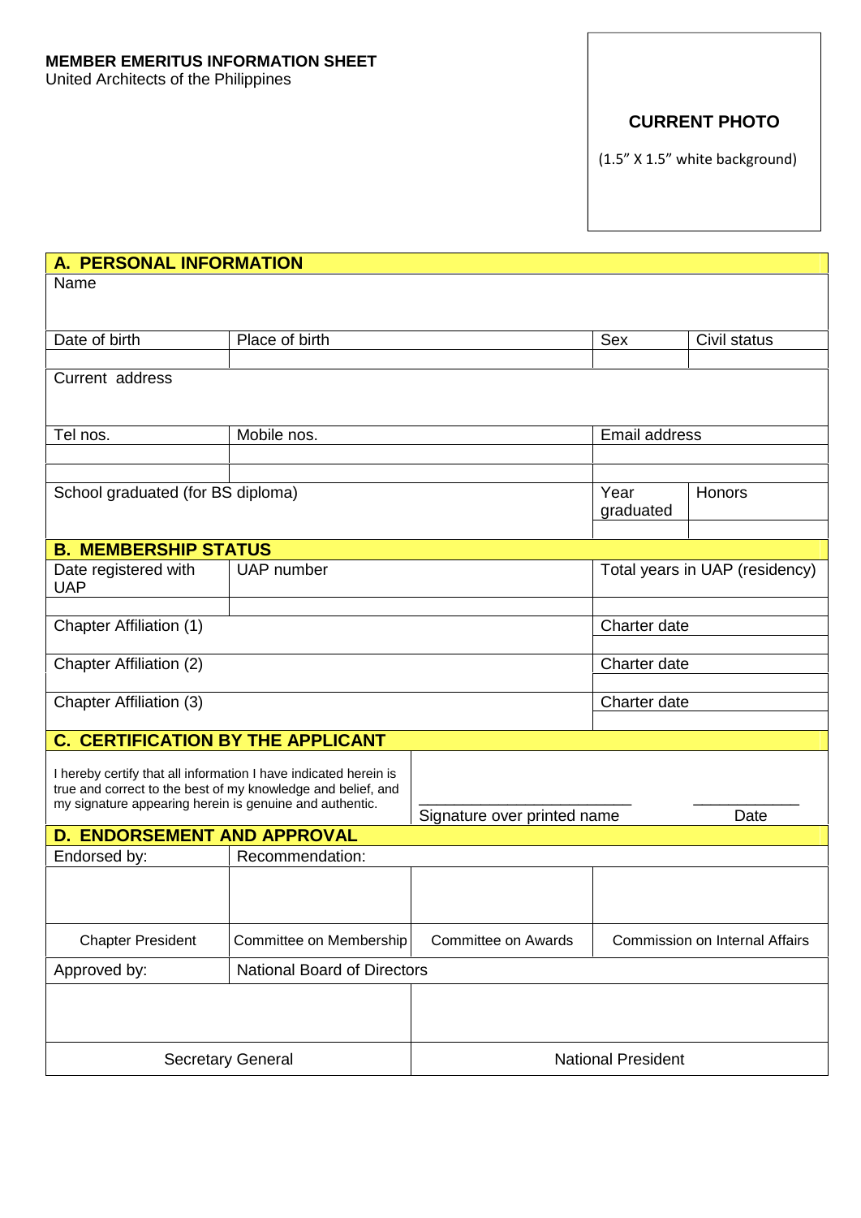**MEMBER EMERITUS INFORMATION SHEET**
United Architects of the Philippines

| **CURRENT PHOTO** |
|---|
| (1.5" X 1.5" white background) |

| **A. PERSONAL INFORMATION** | | | |
|---|---|---|---|
| Name | | | |
| Date of birth | Place of birth | Sex | Civil status |
| | | | |
| Current address | | | |
| Tel nos. | Mobile nos. | Email address | |
| | | | |
| | | | |
| School graduated (for BS diploma) | | Year graduated | Honors |
| | | | |

| **B. MEMBERSHIP STATUS** | | |
|---|---|---|
| Date registered with UAP | UAP number | Total years in UAP (residency) |
| | | |
| Chapter Affiliation (1) | | Charter date |
| | | |
| Chapter Affiliation (2) | | Charter date |
| | | |
| Chapter Affiliation (3) | | Charter date |
| | | |

| **C. CERTIFICATION BY THE APPLICANT** | | |
|---|---|---|
| I hereby certify that all information I have indicated herein is true and correct to the best of my knowledge and belief, and my signature appearing herein is genuine and authentic. | \_\_\_\_\_\_\_\_\_\_\_\_\_\_\_\_\_\_\_\_\_\_\_\_ Signature over printed name | \_\_\_\_\_\_\_\_\_\_\_\_ Date |

| **D. ENDORSEMENT AND APPROVAL** | | | |
|---|---|---|---|
| Endorsed by: | Recommendation: | | |
| | | | |
| Chapter President | Committee on Membership | Committee on Awards | Commission on Internal Affairs |
| Approved by: | National Board of Directors | | |
| | | | |
| Secretary General | | National President | |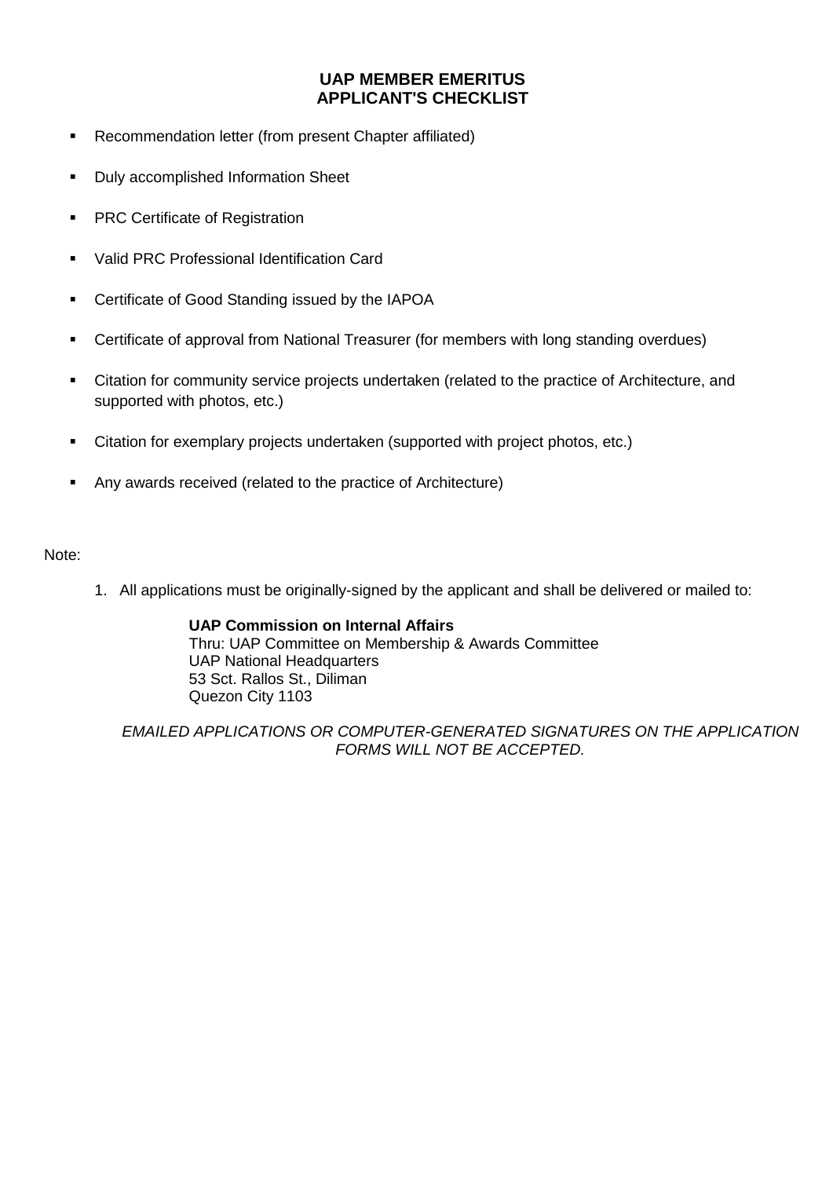## UAP MEMBER EMERITUS
## APPLICANT'S CHECKLIST

- Recommendation letter (from present Chapter affiliated)
- Duly accomplished Information Sheet
- PRC Certificate of Registration
- Valid PRC Professional Identification Card
- Certificate of Good Standing issued by the IAPOA
- Certificate of approval from National Treasurer (for members with long standing overdues)
- Citation for community service projects undertaken (related to the practice of Architecture, and supported with photos, etc.)
- Citation for exemplary projects undertaken (supported with project photos, etc.)
- Any awards received (related to the practice of Architecture)

Note:

1. All applications must be originally-signed by the applicant and shall be delivered or mailed to:

   **UAP Commission on Internal Affairs**
   Thru: UAP Committee on Membership & Awards Committee
   UAP National Headquarters
   53 Sct. Rallos St., Diliman
   Quezon City 1103

   *EMAILED APPLICATIONS OR COMPUTER-GENERATED SIGNATURES ON THE APPLICATION FORMS WILL NOT BE ACCEPTED.*